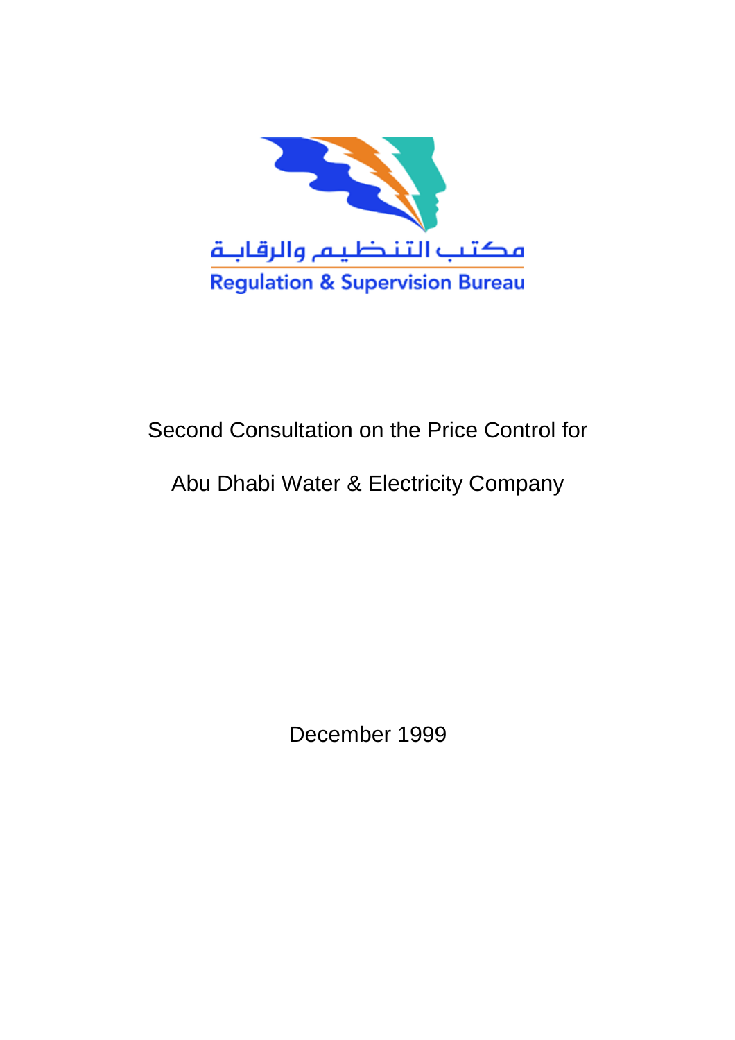مكتب التنظيم والرقابة

Regulation & Supervision Bureau

# Second Consultation on the Price Control for Abu Dhabi Water & Electricity Company

December 1999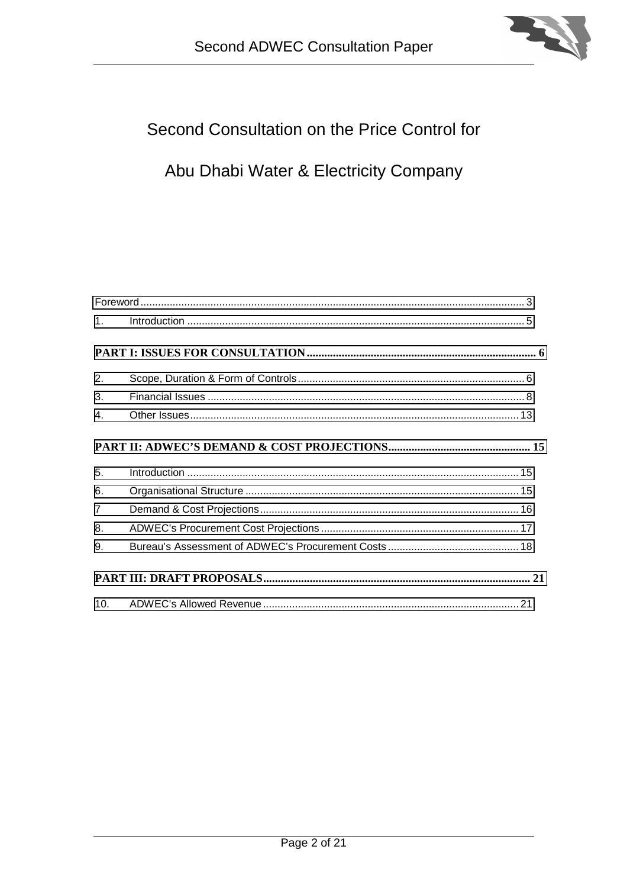# Second Consultation on the Price Control for

# Abu Dhabi Water & Electricity Company

Foreword ........................................................................................................................... 3

1. Introduction ................................................................................................................... 5

**PART I: ISSUES FOR CONSULTATION ............................................................................. 6**

2. Scope, Duration & Form of Controls .............................................................................. 6

3. Financial Issues ............................................................................................................ 8

4. Other Issues ................................................................................................................ 13

**PART II: ADWEC'S DEMAND & COST PROJECTIONS ................................................. 15**

5. Introduction ................................................................................................................. 15

6. Organisational Structure ............................................................................................. 15

7 Demand & Cost Projections ......................................................................................... 16

8. ADWEC's Procurement Cost Projections .................................................................... 17

9. Bureau's Assessment of ADWEC's Procurement Costs ............................................ 18

**PART III: DRAFT PROPOSALS ........................................................................................... 21**

10. ADWEC's Allowed Revenue ....................................................................................... 21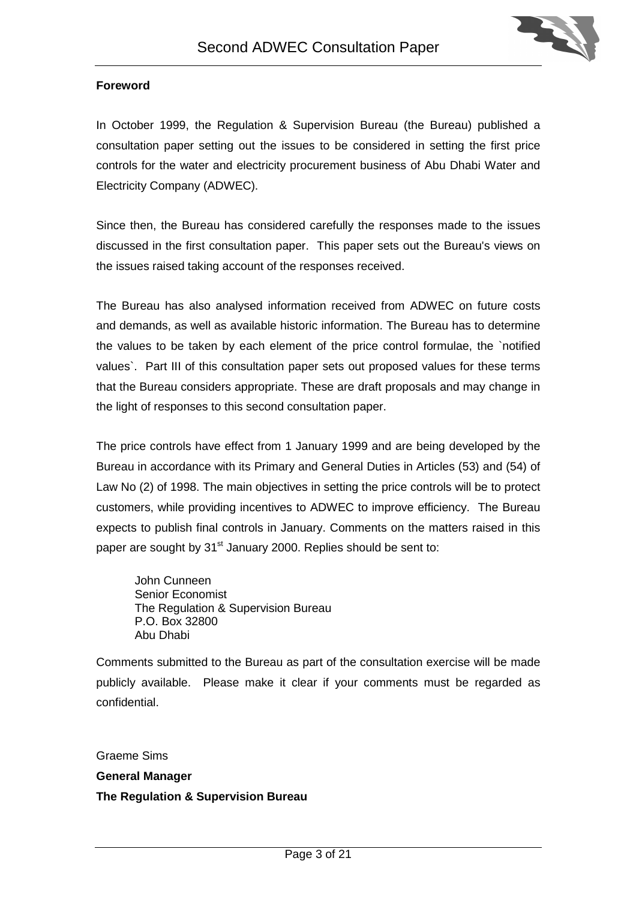## Foreword

In October 1999, the Regulation & Supervision Bureau (the Bureau) published a consultation paper setting out the issues to be considered in setting the first price controls for the water and electricity procurement business of Abu Dhabi Water and Electricity Company (ADWEC).

Since then, the Bureau has considered carefully the responses made to the issues discussed in the first consultation paper. This paper sets out the Bureau's views on the issues raised taking account of the responses received.

The Bureau has also analysed information received from ADWEC on future costs and demands, as well as available historic information. The Bureau has to determine the values to be taken by each element of the price control formulae, the `notified values`. Part III of this consultation paper sets out proposed values for these terms that the Bureau considers appropriate. These are draft proposals and may change in the light of responses to this second consultation paper.

The price controls have effect from 1 January 1999 and are being developed by the Bureau in accordance with its Primary and General Duties in Articles (53) and (54) of Law No (2) of 1998. The main objectives in setting the price controls will be to protect customers, while providing incentives to ADWEC to improve efficiency. The Bureau expects to publish final controls in January. Comments on the matters raised in this paper are sought by 31st January 2000. Replies should be sent to:

John Cunneen
Senior Economist
The Regulation & Supervision Bureau
P.O. Box 32800
Abu Dhabi

Comments submitted to the Bureau as part of the consultation exercise will be made publicly available. Please make it clear if your comments must be regarded as confidential.

Graeme Sims
**General Manager**
**The Regulation & Supervision Bureau**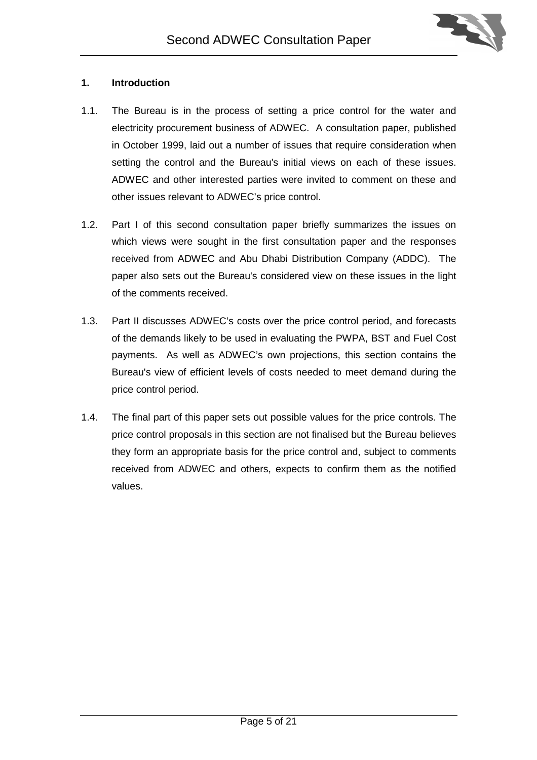## 1. Introduction

1.1. The Bureau is in the process of setting a price control for the water and electricity procurement business of ADWEC. A consultation paper, published in October 1999, laid out a number of issues that require consideration when setting the control and the Bureau's initial views on each of these issues. ADWEC and other interested parties were invited to comment on these and other issues relevant to ADWEC's price control.

1.2. Part I of this second consultation paper briefly summarizes the issues on which views were sought in the first consultation paper and the responses received from ADWEC and Abu Dhabi Distribution Company (ADDC). The paper also sets out the Bureau's considered view on these issues in the light of the comments received.

1.3. Part II discusses ADWEC's costs over the price control period, and forecasts of the demands likely to be used in evaluating the PWPA, BST and Fuel Cost payments. As well as ADWEC's own projections, this section contains the Bureau's view of efficient levels of costs needed to meet demand during the price control period.

1.4. The final part of this paper sets out possible values for the price controls. The price control proposals in this section are not finalised but the Bureau believes they form an appropriate basis for the price control and, subject to comments received from ADWEC and others, expects to confirm them as the notified values.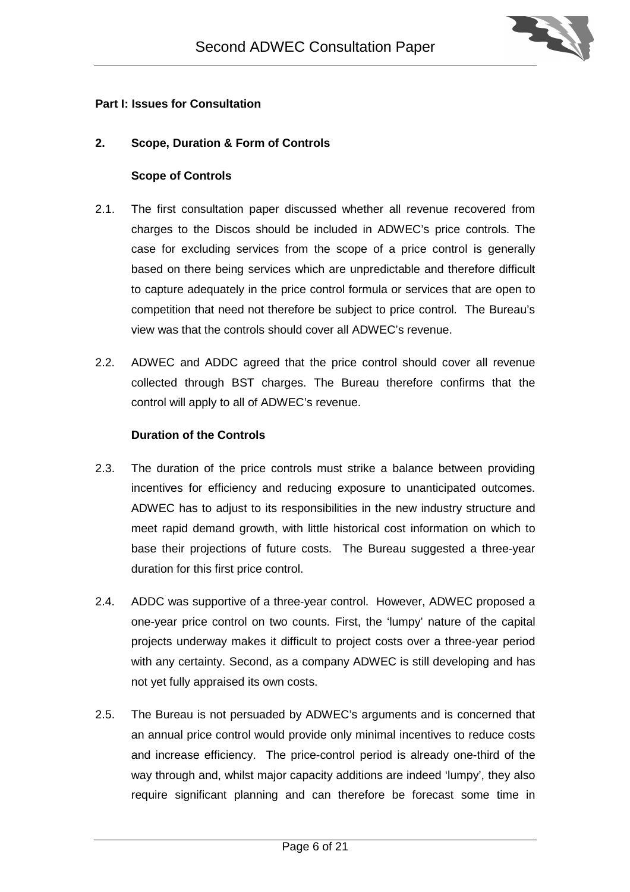**Part I: Issues for Consultation**

## 2. Scope, Duration & Form of Controls

### Scope of Controls

2.1. The first consultation paper discussed whether all revenue recovered from charges to the Discos should be included in ADWEC's price controls. The case for excluding services from the scope of a price control is generally based on there being services which are unpredictable and therefore difficult to capture adequately in the price control formula or services that are open to competition that need not therefore be subject to price control. The Bureau's view was that the controls should cover all ADWEC's revenue.

2.2. ADWEC and ADDC agreed that the price control should cover all revenue collected through BST charges. The Bureau therefore confirms that the control will apply to all of ADWEC's revenue.

### Duration of the Controls

2.3. The duration of the price controls must strike a balance between providing incentives for efficiency and reducing exposure to unanticipated outcomes. ADWEC has to adjust to its responsibilities in the new industry structure and meet rapid demand growth, with little historical cost information on which to base their projections of future costs. The Bureau suggested a three-year duration for this first price control.

2.4. ADDC was supportive of a three-year control. However, ADWEC proposed a one-year price control on two counts. First, the 'lumpy' nature of the capital projects underway makes it difficult to project costs over a three-year period with any certainty. Second, as a company ADWEC is still developing and has not yet fully appraised its own costs.

2.5. The Bureau is not persuaded by ADWEC's arguments and is concerned that an annual price control would provide only minimal incentives to reduce costs and increase efficiency. The price-control period is already one-third of the way through and, whilst major capacity additions are indeed 'lumpy', they also require significant planning and can therefore be forecast some time in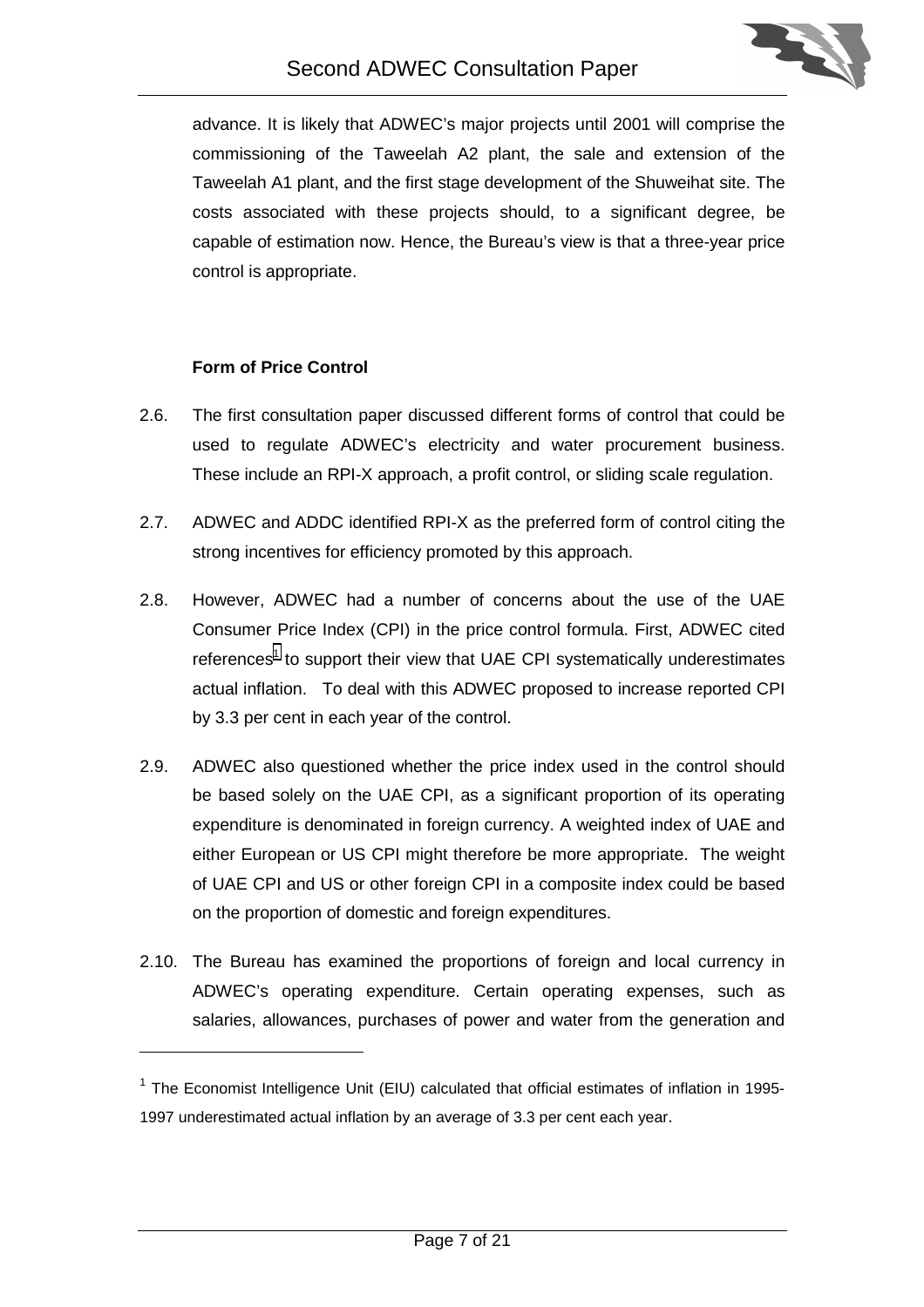advance. It is likely that ADWEC's major projects until 2001 will comprise the commissioning of the Taweelah A2 plant, the sale and extension of the Taweelah A1 plant, and the first stage development of the Shuweihat site. The costs associated with these projects should, to a significant degree, be capable of estimation now. Hence, the Bureau's view is that a three-year price control is appropriate.

### Form of Price Control

2.6. The first consultation paper discussed different forms of control that could be used to regulate ADWEC's electricity and water procurement business. These include an RPI-X approach, a profit control, or sliding scale regulation.

2.7. ADWEC and ADDC identified RPI-X as the preferred form of control citing the strong incentives for efficiency promoted by this approach.

2.8. However, ADWEC had a number of concerns about the use of the UAE Consumer Price Index (CPI) in the price control formula. First, ADWEC cited references[1] to support their view that UAE CPI systematically underestimates actual inflation. To deal with this ADWEC proposed to increase reported CPI by 3.3 per cent in each year of the control.

2.9. ADWEC also questioned whether the price index used in the control should be based solely on the UAE CPI, as a significant proportion of its operating expenditure is denominated in foreign currency. A weighted index of UAE and either European or US CPI might therefore be more appropriate. The weight of UAE CPI and US or other foreign CPI in a composite index could be based on the proportion of domestic and foreign expenditures.

2.10. The Bureau has examined the proportions of foreign and local currency in ADWEC's operating expenditure. Certain operating expenses, such as salaries, allowances, purchases of power and water from the generation and

---

[1] The Economist Intelligence Unit (EIU) calculated that official estimates of inflation in 1995-1997 underestimated actual inflation by an average of 3.3 per cent each year.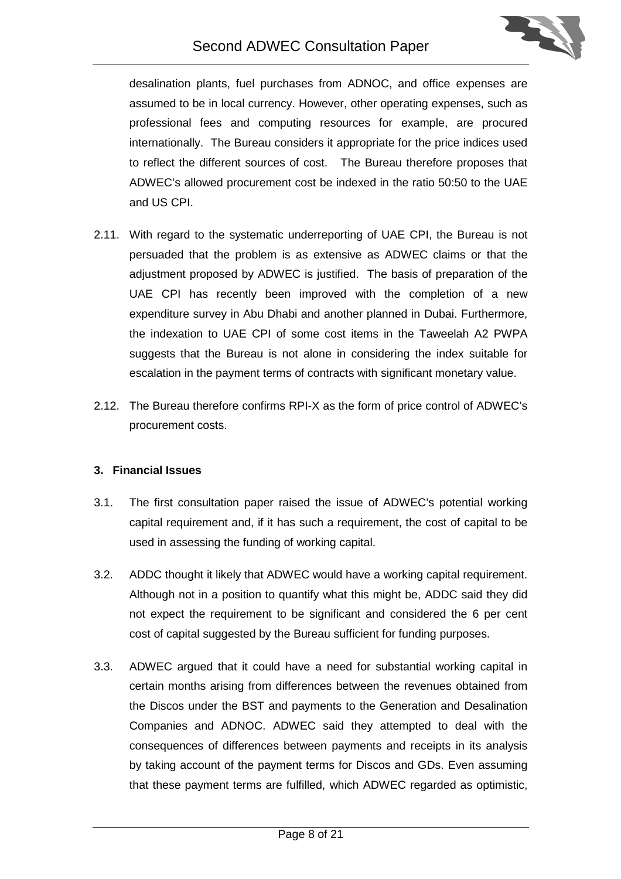desalination plants, fuel purchases from ADNOC, and office expenses are assumed to be in local currency. However, other operating expenses, such as professional fees and computing resources for example, are procured internationally. The Bureau considers it appropriate for the price indices used to reflect the different sources of cost. The Bureau therefore proposes that ADWEC's allowed procurement cost be indexed in the ratio 50:50 to the UAE and US CPI.

2.11. With regard to the systematic underreporting of UAE CPI, the Bureau is not persuaded that the problem is as extensive as ADWEC claims or that the adjustment proposed by ADWEC is justified. The basis of preparation of the UAE CPI has recently been improved with the completion of a new expenditure survey in Abu Dhabi and another planned in Dubai. Furthermore, the indexation to UAE CPI of some cost items in the Taweelah A2 PWPA suggests that the Bureau is not alone in considering the index suitable for escalation in the payment terms of contracts with significant monetary value.

2.12. The Bureau therefore confirms RPI-X as the form of price control of ADWEC's procurement costs.

### 3. Financial Issues

3.1. The first consultation paper raised the issue of ADWEC's potential working capital requirement and, if it has such a requirement, the cost of capital to be used in assessing the funding of working capital.

3.2. ADDC thought it likely that ADWEC would have a working capital requirement. Although not in a position to quantify what this might be, ADDC said they did not expect the requirement to be significant and considered the 6 per cent cost of capital suggested by the Bureau sufficient for funding purposes.

3.3. ADWEC argued that it could have a need for substantial working capital in certain months arising from differences between the revenues obtained from the Discos under the BST and payments to the Generation and Desalination Companies and ADNOC. ADWEC said they attempted to deal with the consequences of differences between payments and receipts in its analysis by taking account of the payment terms for Discos and GDs. Even assuming that these payment terms are fulfilled, which ADWEC regarded as optimistic,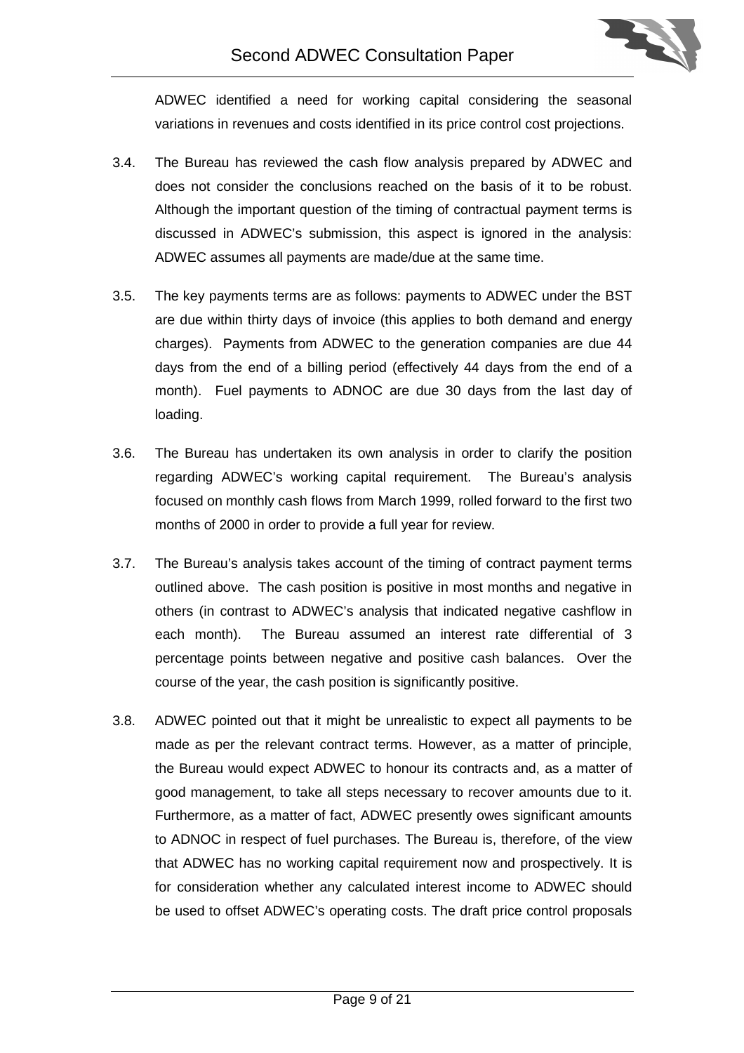ADWEC identified a need for working capital considering the seasonal variations in revenues and costs identified in its price control cost projections.

3.4. The Bureau has reviewed the cash flow analysis prepared by ADWEC and does not consider the conclusions reached on the basis of it to be robust. Although the important question of the timing of contractual payment terms is discussed in ADWEC's submission, this aspect is ignored in the analysis: ADWEC assumes all payments are made/due at the same time.

3.5. The key payments terms are as follows: payments to ADWEC under the BST are due within thirty days of invoice (this applies to both demand and energy charges). Payments from ADWEC to the generation companies are due 44 days from the end of a billing period (effectively 44 days from the end of a month). Fuel payments to ADNOC are due 30 days from the last day of loading.

3.6. The Bureau has undertaken its own analysis in order to clarify the position regarding ADWEC's working capital requirement. The Bureau's analysis focused on monthly cash flows from March 1999, rolled forward to the first two months of 2000 in order to provide a full year for review.

3.7. The Bureau's analysis takes account of the timing of contract payment terms outlined above. The cash position is positive in most months and negative in others (in contrast to ADWEC's analysis that indicated negative cashflow in each month). The Bureau assumed an interest rate differential of 3 percentage points between negative and positive cash balances. Over the course of the year, the cash position is significantly positive.

3.8. ADWEC pointed out that it might be unrealistic to expect all payments to be made as per the relevant contract terms. However, as a matter of principle, the Bureau would expect ADWEC to honour its contracts and, as a matter of good management, to take all steps necessary to recover amounts due to it. Furthermore, as a matter of fact, ADWEC presently owes significant amounts to ADNOC in respect of fuel purchases. The Bureau is, therefore, of the view that ADWEC has no working capital requirement now and prospectively. It is for consideration whether any calculated interest income to ADWEC should be used to offset ADWEC's operating costs. The draft price control proposals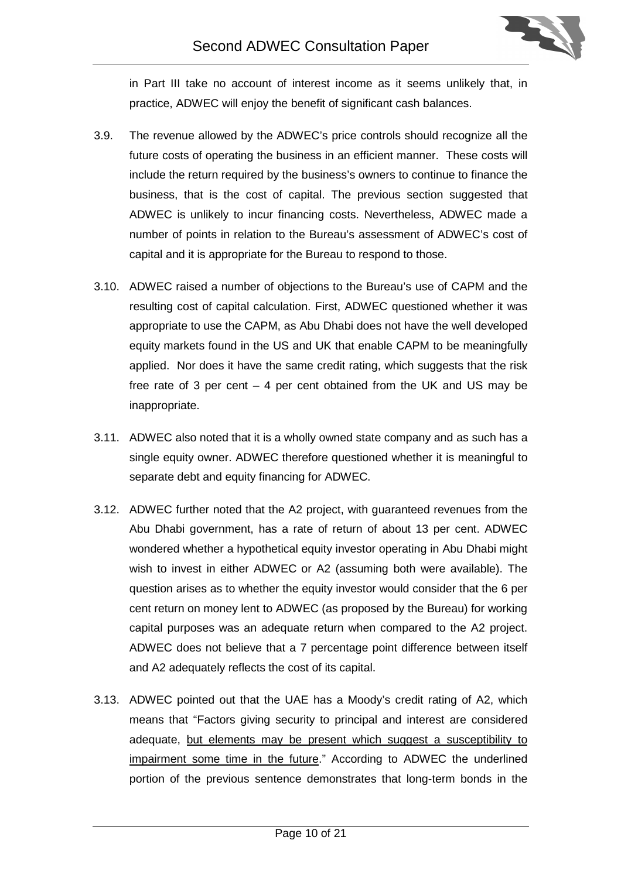in Part III take no account of interest income as it seems unlikely that, in practice, ADWEC will enjoy the benefit of significant cash balances.

3.9. The revenue allowed by the ADWEC's price controls should recognize all the future costs of operating the business in an efficient manner. These costs will include the return required by the business's owners to continue to finance the business, that is the cost of capital. The previous section suggested that ADWEC is unlikely to incur financing costs. Nevertheless, ADWEC made a number of points in relation to the Bureau's assessment of ADWEC's cost of capital and it is appropriate for the Bureau to respond to those.

3.10. ADWEC raised a number of objections to the Bureau's use of CAPM and the resulting cost of capital calculation. First, ADWEC questioned whether it was appropriate to use the CAPM, as Abu Dhabi does not have the well developed equity markets found in the US and UK that enable CAPM to be meaningfully applied. Nor does it have the same credit rating, which suggests that the risk free rate of 3 per cent – 4 per cent obtained from the UK and US may be inappropriate.

3.11. ADWEC also noted that it is a wholly owned state company and as such has a single equity owner. ADWEC therefore questioned whether it is meaningful to separate debt and equity financing for ADWEC.

3.12. ADWEC further noted that the A2 project, with guaranteed revenues from the Abu Dhabi government, has a rate of return of about 13 per cent. ADWEC wondered whether a hypothetical equity investor operating in Abu Dhabi might wish to invest in either ADWEC or A2 (assuming both were available). The question arises as to whether the equity investor would consider that the 6 per cent return on money lent to ADWEC (as proposed by the Bureau) for working capital purposes was an adequate return when compared to the A2 project. ADWEC does not believe that a 7 percentage point difference between itself and A2 adequately reflects the cost of its capital.

3.13. ADWEC pointed out that the UAE has a Moody's credit rating of A2, which means that "Factors giving security to principal and interest are considered adequate, <u>but elements may be present which suggest a susceptibility to impairment some time in the future</u>." According to ADWEC the underlined portion of the previous sentence demonstrates that long-term bonds in the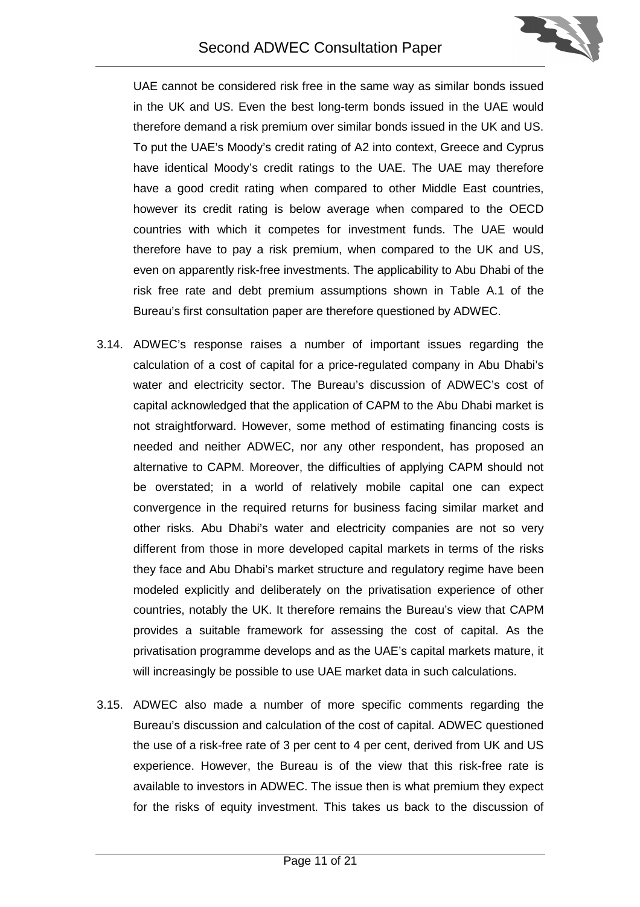UAE cannot be considered risk free in the same way as similar bonds issued in the UK and US. Even the best long-term bonds issued in the UAE would therefore demand a risk premium over similar bonds issued in the UK and US. To put the UAE's Moody's credit rating of A2 into context, Greece and Cyprus have identical Moody's credit ratings to the UAE. The UAE may therefore have a good credit rating when compared to other Middle East countries, however its credit rating is below average when compared to the OECD countries with which it competes for investment funds. The UAE would therefore have to pay a risk premium, when compared to the UK and US, even on apparently risk-free investments. The applicability to Abu Dhabi of the risk free rate and debt premium assumptions shown in Table A.1 of the Bureau's first consultation paper are therefore questioned by ADWEC.

3.14. ADWEC's response raises a number of important issues regarding the calculation of a cost of capital for a price-regulated company in Abu Dhabi's water and electricity sector. The Bureau's discussion of ADWEC's cost of capital acknowledged that the application of CAPM to the Abu Dhabi market is not straightforward. However, some method of estimating financing costs is needed and neither ADWEC, nor any other respondent, has proposed an alternative to CAPM. Moreover, the difficulties of applying CAPM should not be overstated; in a world of relatively mobile capital one can expect convergence in the required returns for business facing similar market and other risks. Abu Dhabi's water and electricity companies are not so very different from those in more developed capital markets in terms of the risks they face and Abu Dhabi's market structure and regulatory regime have been modeled explicitly and deliberately on the privatisation experience of other countries, notably the UK. It therefore remains the Bureau's view that CAPM provides a suitable framework for assessing the cost of capital. As the privatisation programme develops and as the UAE's capital markets mature, it will increasingly be possible to use UAE market data in such calculations.

3.15. ADWEC also made a number of more specific comments regarding the Bureau's discussion and calculation of the cost of capital. ADWEC questioned the use of a risk-free rate of 3 per cent to 4 per cent, derived from UK and US experience. However, the Bureau is of the view that this risk-free rate is available to investors in ADWEC. The issue then is what premium they expect for the risks of equity investment. This takes us back to the discussion of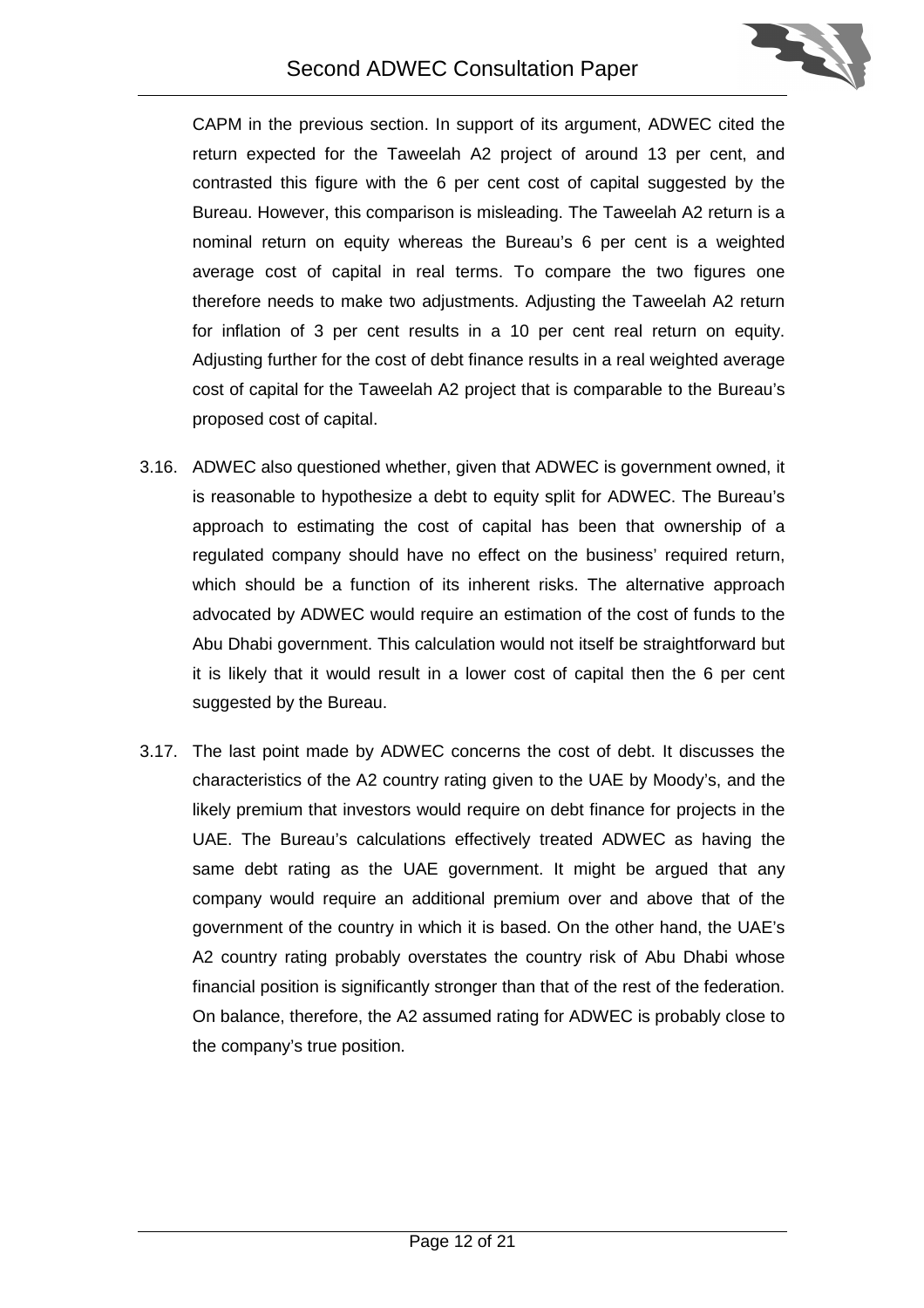CAPM in the previous section. In support of its argument, ADWEC cited the return expected for the Taweelah A2 project of around 13 per cent, and contrasted this figure with the 6 per cent cost of capital suggested by the Bureau. However, this comparison is misleading. The Taweelah A2 return is a nominal return on equity whereas the Bureau's 6 per cent is a weighted average cost of capital in real terms. To compare the two figures one therefore needs to make two adjustments. Adjusting the Taweelah A2 return for inflation of 3 per cent results in a 10 per cent real return on equity. Adjusting further for the cost of debt finance results in a real weighted average cost of capital for the Taweelah A2 project that is comparable to the Bureau's proposed cost of capital.

3.16. ADWEC also questioned whether, given that ADWEC is government owned, it is reasonable to hypothesize a debt to equity split for ADWEC. The Bureau's approach to estimating the cost of capital has been that ownership of a regulated company should have no effect on the business' required return, which should be a function of its inherent risks. The alternative approach advocated by ADWEC would require an estimation of the cost of funds to the Abu Dhabi government. This calculation would not itself be straightforward but it is likely that it would result in a lower cost of capital then the 6 per cent suggested by the Bureau.

3.17. The last point made by ADWEC concerns the cost of debt. It discusses the characteristics of the A2 country rating given to the UAE by Moody's, and the likely premium that investors would require on debt finance for projects in the UAE. The Bureau's calculations effectively treated ADWEC as having the same debt rating as the UAE government. It might be argued that any company would require an additional premium over and above that of the government of the country in which it is based. On the other hand, the UAE's A2 country rating probably overstates the country risk of Abu Dhabi whose financial position is significantly stronger than that of the rest of the federation. On balance, therefore, the A2 assumed rating for ADWEC is probably close to the company's true position.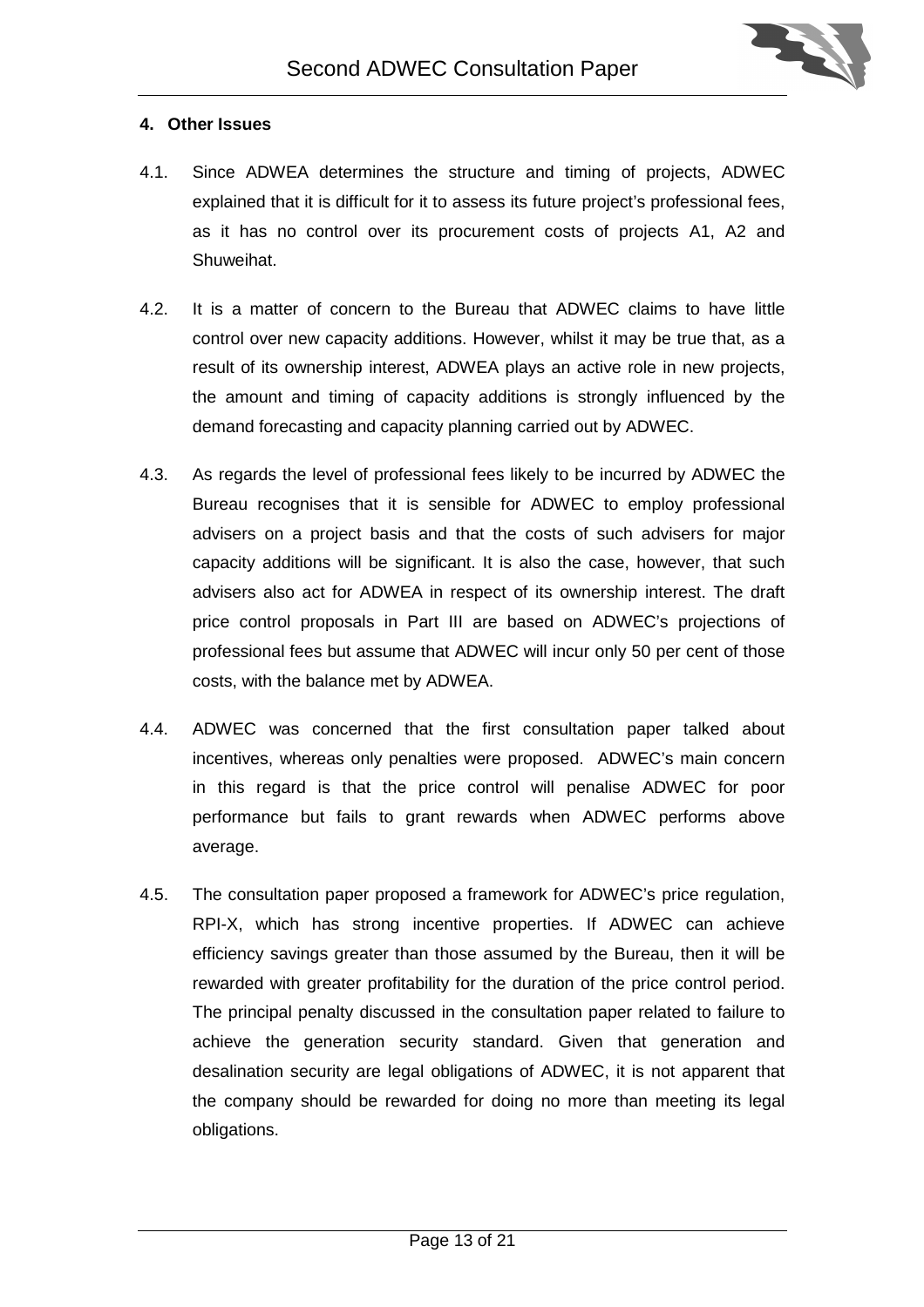## 4. Other Issues

4.1. Since ADWEA determines the structure and timing of projects, ADWEC explained that it is difficult for it to assess its future project's professional fees, as it has no control over its procurement costs of projects A1, A2 and Shuweihat.

4.2. It is a matter of concern to the Bureau that ADWEC claims to have little control over new capacity additions. However, whilst it may be true that, as a result of its ownership interest, ADWEA plays an active role in new projects, the amount and timing of capacity additions is strongly influenced by the demand forecasting and capacity planning carried out by ADWEC.

4.3. As regards the level of professional fees likely to be incurred by ADWEC the Bureau recognises that it is sensible for ADWEC to employ professional advisers on a project basis and that the costs of such advisers for major capacity additions will be significant. It is also the case, however, that such advisers also act for ADWEA in respect of its ownership interest. The draft price control proposals in Part III are based on ADWEC's projections of professional fees but assume that ADWEC will incur only 50 per cent of those costs, with the balance met by ADWEA.

4.4. ADWEC was concerned that the first consultation paper talked about incentives, whereas only penalties were proposed. ADWEC's main concern in this regard is that the price control will penalise ADWEC for poor performance but fails to grant rewards when ADWEC performs above average.

4.5. The consultation paper proposed a framework for ADWEC's price regulation, RPI-X, which has strong incentive properties. If ADWEC can achieve efficiency savings greater than those assumed by the Bureau, then it will be rewarded with greater profitability for the duration of the price control period. The principal penalty discussed in the consultation paper related to failure to achieve the generation security standard. Given that generation and desalination security are legal obligations of ADWEC, it is not apparent that the company should be rewarded for doing no more than meeting its legal obligations.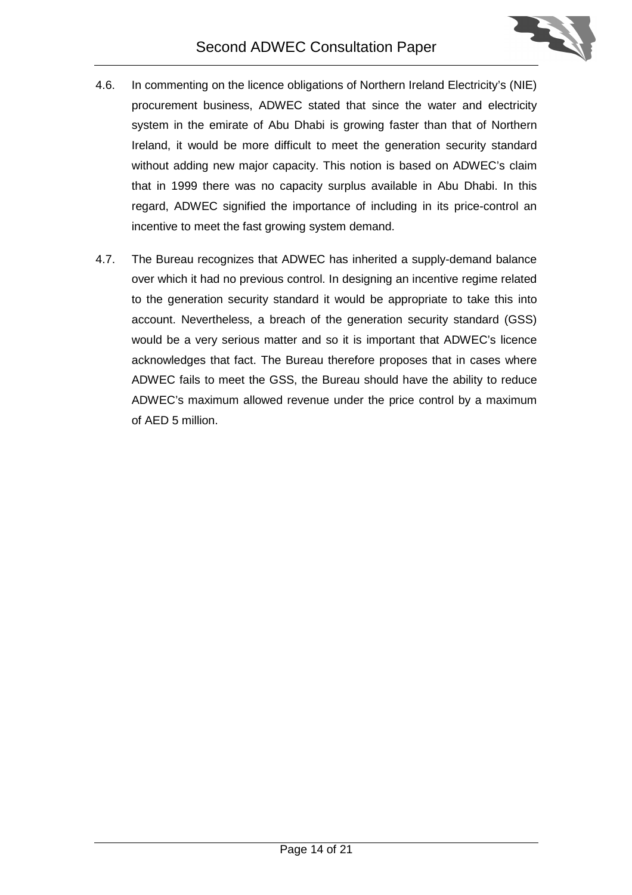4.6. In commenting on the licence obligations of Northern Ireland Electricity's (NIE) procurement business, ADWEC stated that since the water and electricity system in the emirate of Abu Dhabi is growing faster than that of Northern Ireland, it would be more difficult to meet the generation security standard without adding new major capacity. This notion is based on ADWEC's claim that in 1999 there was no capacity surplus available in Abu Dhabi. In this regard, ADWEC signified the importance of including in its price-control an incentive to meet the fast growing system demand.

4.7. The Bureau recognizes that ADWEC has inherited a supply-demand balance over which it had no previous control. In designing an incentive regime related to the generation security standard it would be appropriate to take this into account. Nevertheless, a breach of the generation security standard (GSS) would be a very serious matter and so it is important that ADWEC's licence acknowledges that fact. The Bureau therefore proposes that in cases where ADWEC fails to meet the GSS, the Bureau should have the ability to reduce ADWEC's maximum allowed revenue under the price control by a maximum of AED 5 million.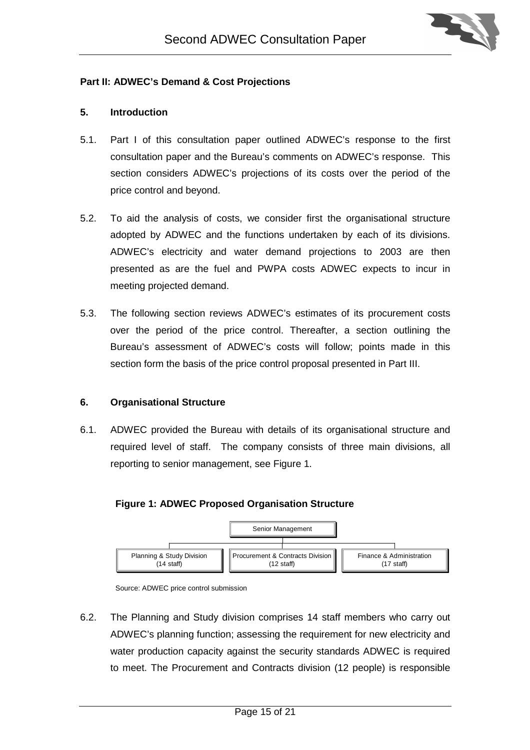## Part II: ADWEC's Demand & Cost Projections

### 5. Introduction

5.1. Part I of this consultation paper outlined ADWEC's response to the first consultation paper and the Bureau's comments on ADWEC's response. This section considers ADWEC's projections of its costs over the period of the price control and beyond.

5.2. To aid the analysis of costs, we consider first the organisational structure adopted by ADWEC and the functions undertaken by each of its divisions. ADWEC's electricity and water demand projections to 2003 are then presented as are the fuel and PWPA costs ADWEC expects to incur in meeting projected demand.

5.3. The following section reviews ADWEC's estimates of its procurement costs over the period of the price control. Thereafter, a section outlining the Bureau's assessment of ADWEC's costs will follow; points made in this section form the basis of the price control proposal presented in Part III.

### 6. Organisational Structure

6.1. ADWEC provided the Bureau with details of its organisational structure and required level of staff. The company consists of three main divisions, all reporting to senior management, see Figure 1.

**Figure 1: ADWEC Proposed Organisation Structure**

Senior Management

| Planning & Study Division (14 staff) | Procurement & Contracts Division (12 staff) | Finance & Administration (17 staff) |
|---|---|---|

Source: ADWEC price control submission

6.2. The Planning and Study division comprises 14 staff members who carry out ADWEC's planning function; assessing the requirement for new electricity and water production capacity against the security standards ADWEC is required to meet. The Procurement and Contracts division (12 people) is responsible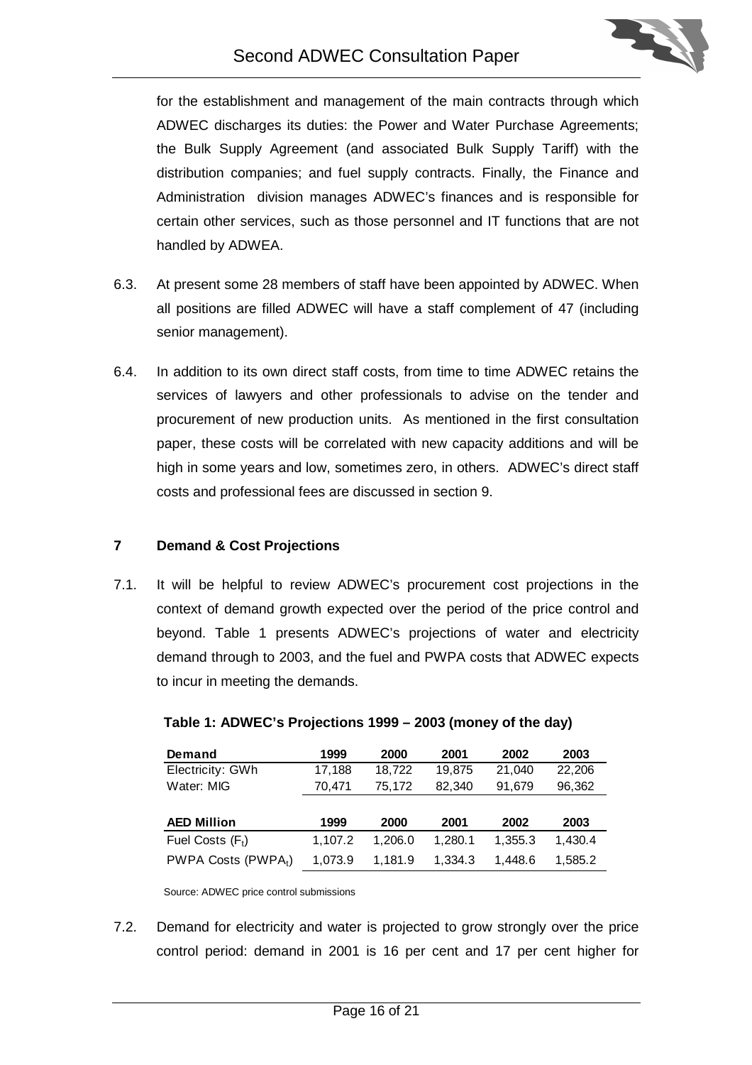for the establishment and management of the main contracts through which ADWEC discharges its duties: the Power and Water Purchase Agreements; the Bulk Supply Agreement (and associated Bulk Supply Tariff) with the distribution companies; and fuel supply contracts. Finally, the Finance and Administration division manages ADWEC's finances and is responsible for certain other services, such as those personnel and IT functions that are not handled by ADWEA.

6.3. At present some 28 members of staff have been appointed by ADWEC. When all positions are filled ADWEC will have a staff complement of 47 (including senior management).

6.4. In addition to its own direct staff costs, from time to time ADWEC retains the services of lawyers and other professionals to advise on the tender and procurement of new production units. As mentioned in the first consultation paper, these costs will be correlated with new capacity additions and will be high in some years and low, sometimes zero, in others. ADWEC's direct staff costs and professional fees are discussed in section 9.

## 7 Demand & Cost Projections

7.1. It will be helpful to review ADWEC's procurement cost projections in the context of demand growth expected over the period of the price control and beyond. Table 1 presents ADWEC's projections of water and electricity demand through to 2003, and the fuel and PWPA costs that ADWEC expects to incur in meeting the demands.

**Table 1: ADWEC's Projections 1999 – 2003 (money of the day)**

| **Demand** | **1999** | **2000** | **2001** | **2002** | **2003** |
|---|---|---|---|---|---|
| Electricity: GWh | 17,188 | 18,722 | 19,875 | 21,040 | 22,206 |
| Water: MIG | 70,471 | 75,172 | 82,340 | 91,679 | 96,362 |
| | | | | | |
| **AED Million** | **1999** | **2000** | **2001** | **2002** | **2003** |
| Fuel Costs ($F_t$) | 1,107.2 | 1,206.0 | 1,280.1 | 1,355.3 | 1,430.4 |
| PWPA Costs ($PWPA_t$) | 1,073.9 | 1,181.9 | 1,334.3 | 1,448.6 | 1,585.2 |

Source: ADWEC price control submissions

7.2. Demand for electricity and water is projected to grow strongly over the price control period: demand in 2001 is 16 per cent and 17 per cent higher for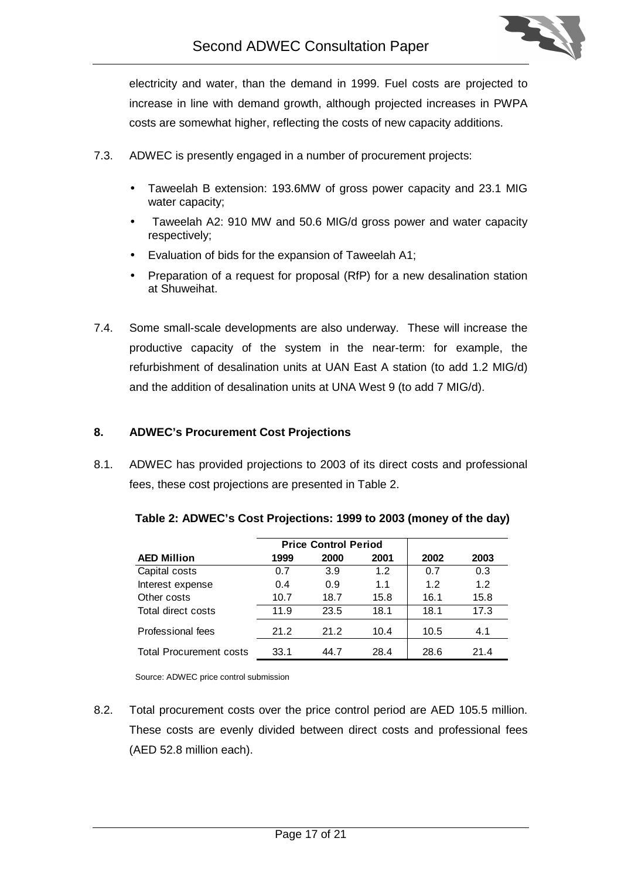electricity and water, than the demand in 1999. Fuel costs are projected to increase in line with demand growth, although projected increases in PWPA costs are somewhat higher, reflecting the costs of new capacity additions.

7.3. ADWEC is presently engaged in a number of procurement projects:

- Taweelah B extension: 193.6MW of gross power capacity and 23.1 MIG water capacity;
- Taweelah A2: 910 MW and 50.6 MIG/d gross power and water capacity respectively;
- Evaluation of bids for the expansion of Taweelah A1;
- Preparation of a request for proposal (RfP) for a new desalination station at Shuweihat.

7.4. Some small-scale developments are also underway. These will increase the productive capacity of the system in the near-term: for example, the refurbishment of desalination units at UAN East A station (to add 1.2 MIG/d) and the addition of desalination units at UNA West 9 (to add 7 MIG/d).

## 8. ADWEC's Procurement Cost Projections

8.1. ADWEC has provided projections to 2003 of its direct costs and professional fees, these cost projections are presented in Table 2.

**Table 2: ADWEC's Cost Projections: 1999 to 2003 (money of the day)**

| | Price Control Period | | | | |
|---|---|---|---|---|---|
| **AED Million** | **1999** | **2000** | **2001** | **2002** | **2003** |
| Capital costs | 0.7 | 3.9 | 1.2 | 0.7 | 0.3 |
| Interest expense | 0.4 | 0.9 | 1.1 | 1.2 | 1.2 |
| Other costs | 10.7 | 18.7 | 15.8 | 16.1 | 15.8 |
| Total direct costs | 11.9 | 23.5 | 18.1 | 18.1 | 17.3 |
| Professional fees | 21.2 | 21.2 | 10.4 | 10.5 | 4.1 |
| Total Procurement costs | 33.1 | 44.7 | 28.4 | 28.6 | 21.4 |

Source: ADWEC price control submission

8.2. Total procurement costs over the price control period are AED 105.5 million. These costs are evenly divided between direct costs and professional fees (AED 52.8 million each).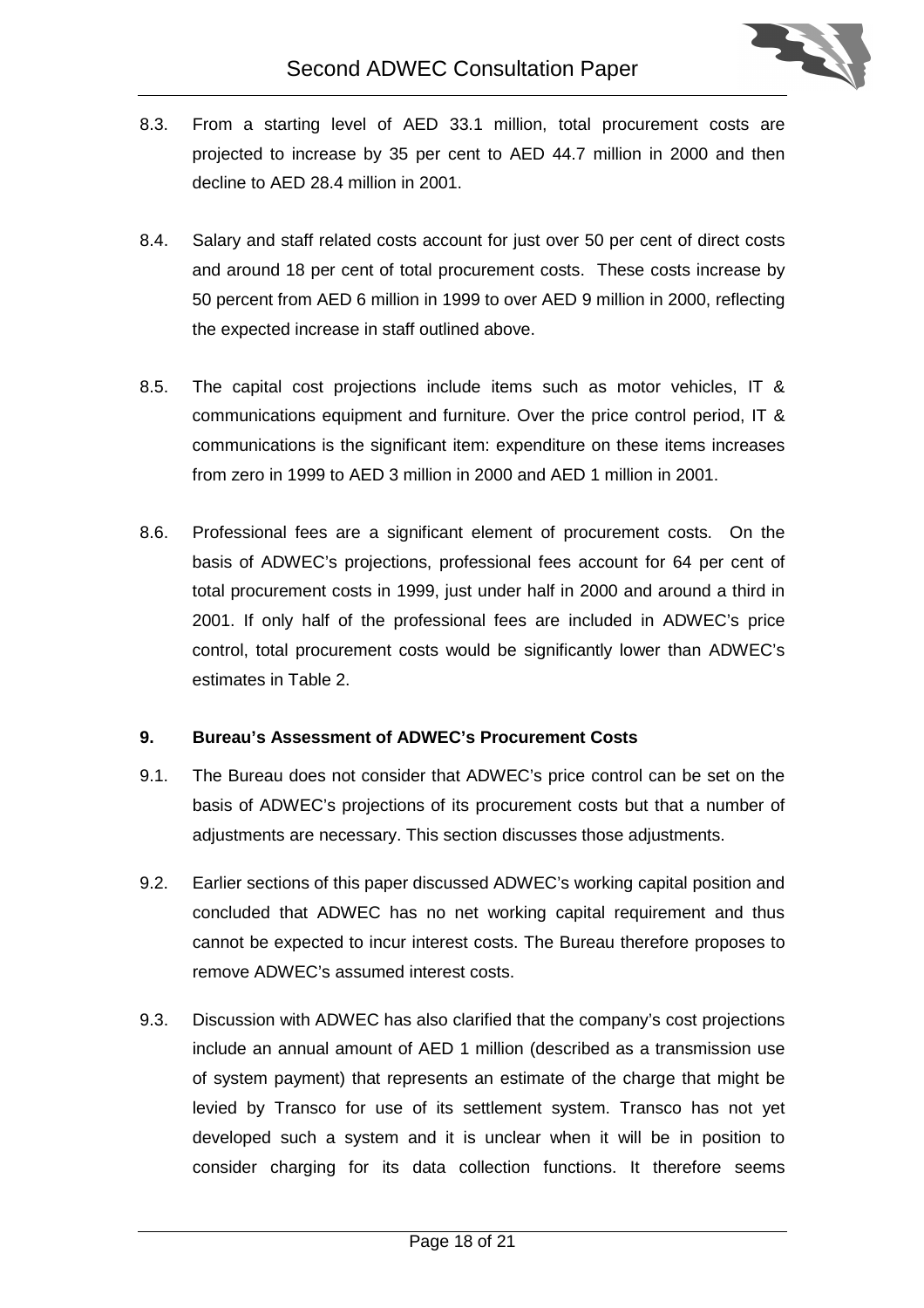8.3. From a starting level of AED 33.1 million, total procurement costs are projected to increase by 35 per cent to AED 44.7 million in 2000 and then decline to AED 28.4 million in 2001.

8.4. Salary and staff related costs account for just over 50 per cent of direct costs and around 18 per cent of total procurement costs. These costs increase by 50 percent from AED 6 million in 1999 to over AED 9 million in 2000, reflecting the expected increase in staff outlined above.

8.5. The capital cost projections include items such as motor vehicles, IT & communications equipment and furniture. Over the price control period, IT & communications is the significant item: expenditure on these items increases from zero in 1999 to AED 3 million in 2000 and AED 1 million in 2001.

8.6. Professional fees are a significant element of procurement costs. On the basis of ADWEC's projections, professional fees account for 64 per cent of total procurement costs in 1999, just under half in 2000 and around a third in 2001. If only half of the professional fees are included in ADWEC's price control, total procurement costs would be significantly lower than ADWEC's estimates in Table 2.

## 9. Bureau's Assessment of ADWEC's Procurement Costs

9.1. The Bureau does not consider that ADWEC's price control can be set on the basis of ADWEC's projections of its procurement costs but that a number of adjustments are necessary. This section discusses those adjustments.

9.2. Earlier sections of this paper discussed ADWEC's working capital position and concluded that ADWEC has no net working capital requirement and thus cannot be expected to incur interest costs. The Bureau therefore proposes to remove ADWEC's assumed interest costs.

9.3. Discussion with ADWEC has also clarified that the company's cost projections include an annual amount of AED 1 million (described as a transmission use of system payment) that represents an estimate of the charge that might be levied by Transco for use of its settlement system. Transco has not yet developed such a system and it is unclear when it will be in position to consider charging for its data collection functions. It therefore seems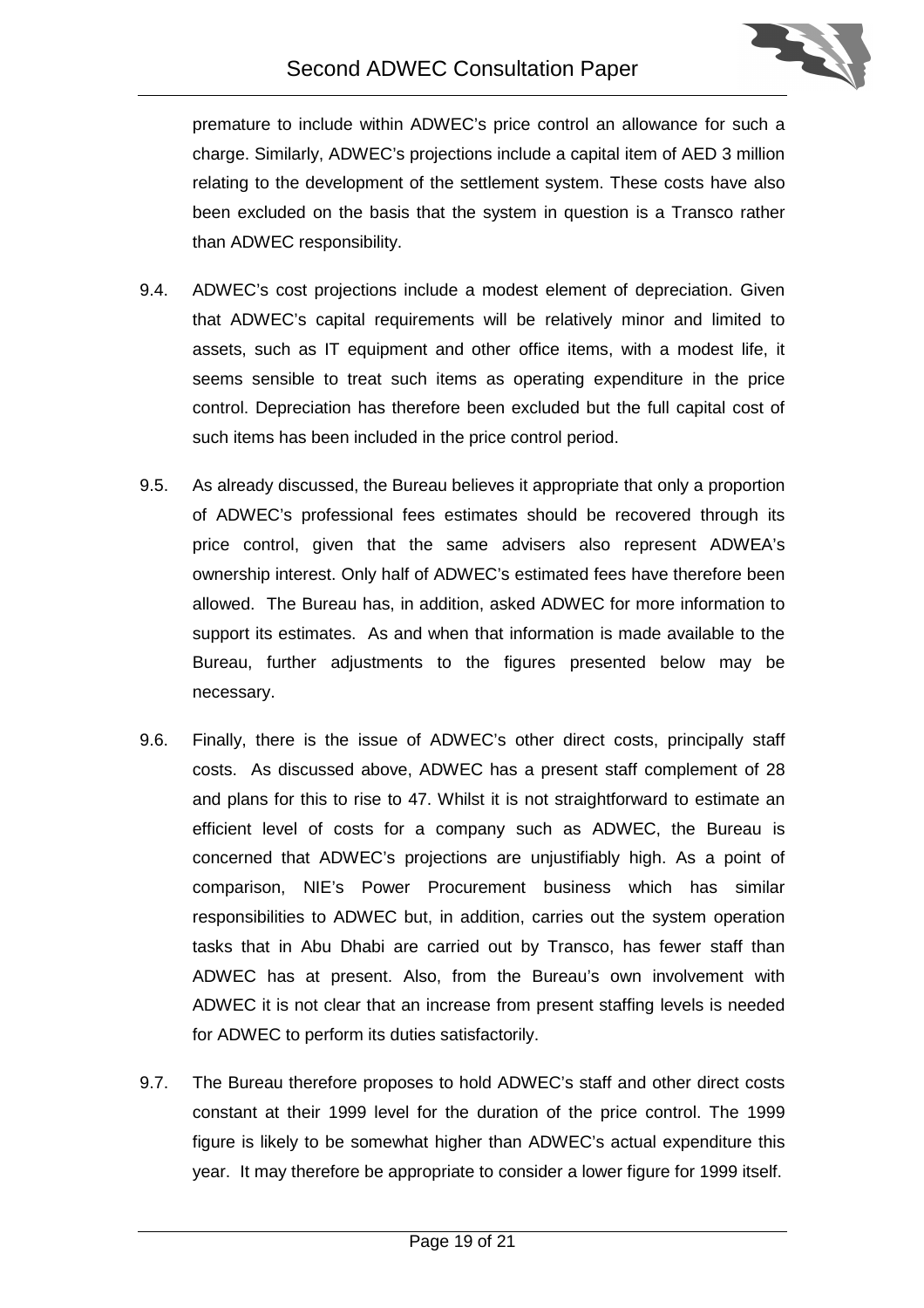premature to include within ADWEC's price control an allowance for such a charge. Similarly, ADWEC's projections include a capital item of AED 3 million relating to the development of the settlement system. These costs have also been excluded on the basis that the system in question is a Transco rather than ADWEC responsibility.

9.4. ADWEC's cost projections include a modest element of depreciation. Given that ADWEC's capital requirements will be relatively minor and limited to assets, such as IT equipment and other office items, with a modest life, it seems sensible to treat such items as operating expenditure in the price control. Depreciation has therefore been excluded but the full capital cost of such items has been included in the price control period.

9.5. As already discussed, the Bureau believes it appropriate that only a proportion of ADWEC's professional fees estimates should be recovered through its price control, given that the same advisers also represent ADWEA's ownership interest. Only half of ADWEC's estimated fees have therefore been allowed. The Bureau has, in addition, asked ADWEC for more information to support its estimates. As and when that information is made available to the Bureau, further adjustments to the figures presented below may be necessary.

9.6. Finally, there is the issue of ADWEC's other direct costs, principally staff costs. As discussed above, ADWEC has a present staff complement of 28 and plans for this to rise to 47. Whilst it is not straightforward to estimate an efficient level of costs for a company such as ADWEC, the Bureau is concerned that ADWEC's projections are unjustifiably high. As a point of comparison, NIE's Power Procurement business which has similar responsibilities to ADWEC but, in addition, carries out the system operation tasks that in Abu Dhabi are carried out by Transco, has fewer staff than ADWEC has at present. Also, from the Bureau's own involvement with ADWEC it is not clear that an increase from present staffing levels is needed for ADWEC to perform its duties satisfactorily.

9.7. The Bureau therefore proposes to hold ADWEC's staff and other direct costs constant at their 1999 level for the duration of the price control. The 1999 figure is likely to be somewhat higher than ADWEC's actual expenditure this year. It may therefore be appropriate to consider a lower figure for 1999 itself.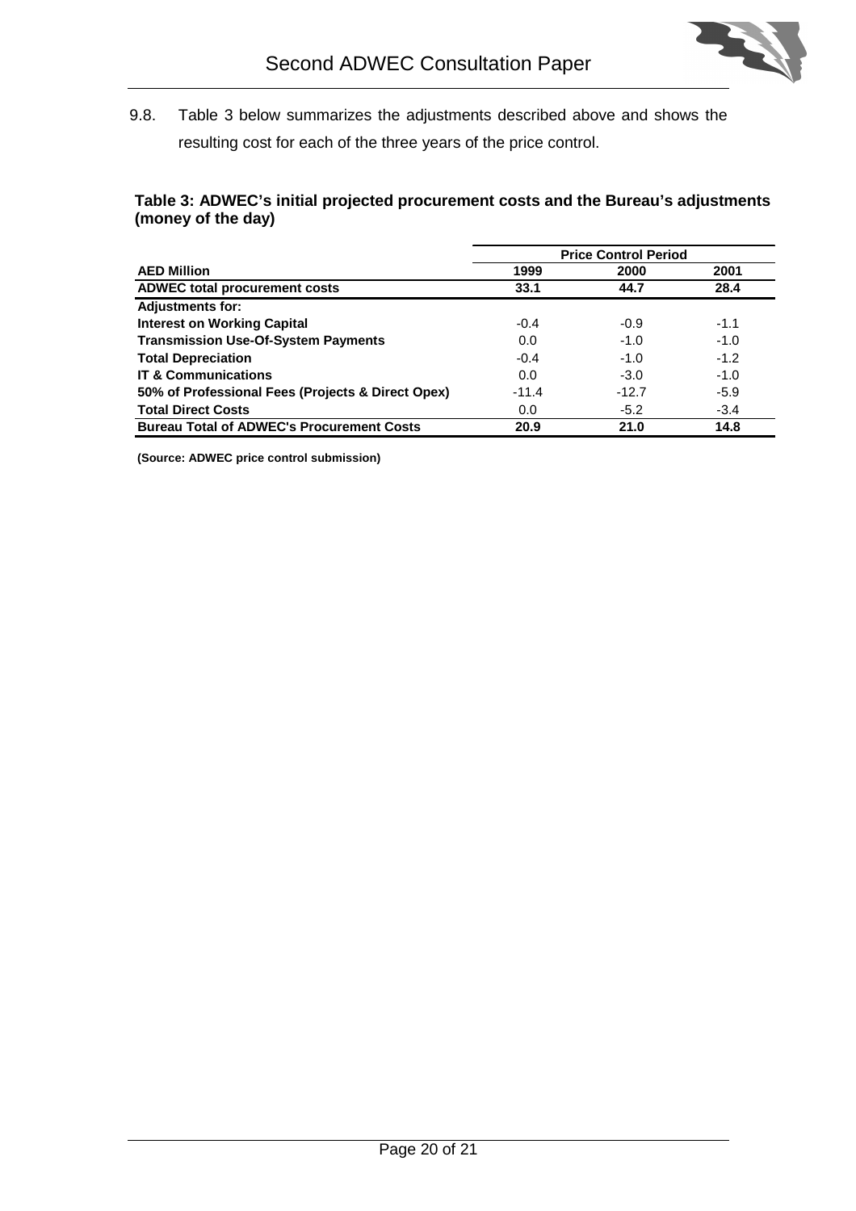9.8. Table 3 below summarizes the adjustments described above and shows the resulting cost for each of the three years of the price control.

**Table 3: ADWEC's initial projected procurement costs and the Bureau's adjustments (money of the day)**

| | Price Control Period | | |
|---|---|---|---|
| **AED Million** | **1999** | **2000** | **2001** |
| **ADWEC total procurement costs** | **33.1** | **44.7** | **28.4** |
| **Adjustments for:** | | | |
| **Interest on Working Capital** | -0.4 | -0.9 | -1.1 |
| **Transmission Use-Of-System Payments** | 0.0 | -1.0 | -1.0 |
| **Total Depreciation** | -0.4 | -1.0 | -1.2 |
| **IT & Communications** | 0.0 | -3.0 | -1.0 |
| **50% of Professional Fees (Projects & Direct Opex)** | -11.4 | -12.7 | -5.9 |
| **Total Direct Costs** | 0.0 | -5.2 | -3.4 |
| **Bureau Total of ADWEC's Procurement Costs** | **20.9** | **21.0** | **14.8** |

**(Source: ADWEC price control submission)**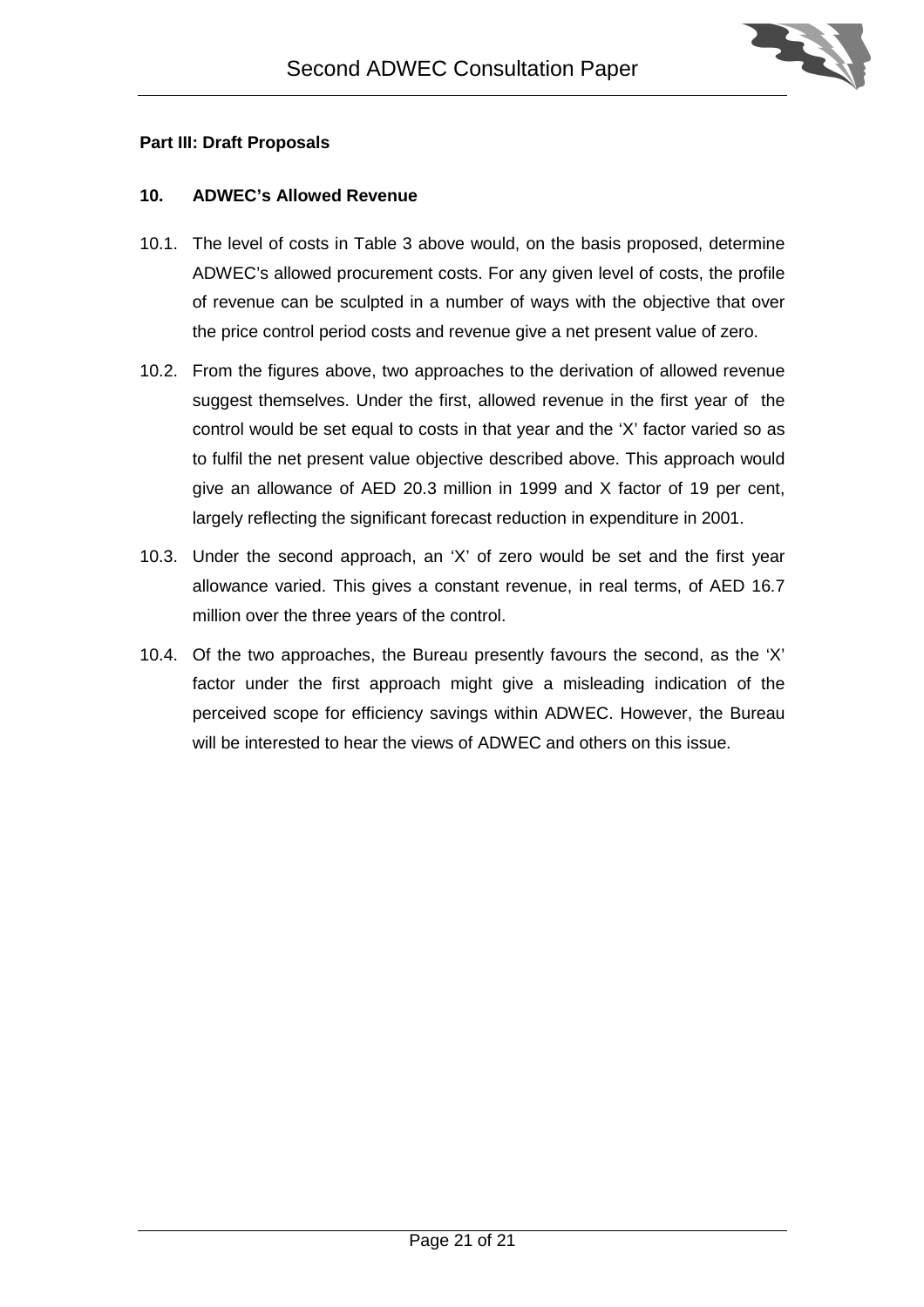**Part III: Draft Proposals**

## 10. ADWEC's Allowed Revenue

10.1. The level of costs in Table 3 above would, on the basis proposed, determine ADWEC's allowed procurement costs. For any given level of costs, the profile of revenue can be sculpted in a number of ways with the objective that over the price control period costs and revenue give a net present value of zero.

10.2. From the figures above, two approaches to the derivation of allowed revenue suggest themselves. Under the first, allowed revenue in the first year of the control would be set equal to costs in that year and the 'X' factor varied so as to fulfil the net present value objective described above. This approach would give an allowance of AED 20.3 million in 1999 and X factor of 19 per cent, largely reflecting the significant forecast reduction in expenditure in 2001.

10.3. Under the second approach, an 'X' of zero would be set and the first year allowance varied. This gives a constant revenue, in real terms, of AED 16.7 million over the three years of the control.

10.4. Of the two approaches, the Bureau presently favours the second, as the 'X' factor under the first approach might give a misleading indication of the perceived scope for efficiency savings within ADWEC. However, the Bureau will be interested to hear the views of ADWEC and others on this issue.